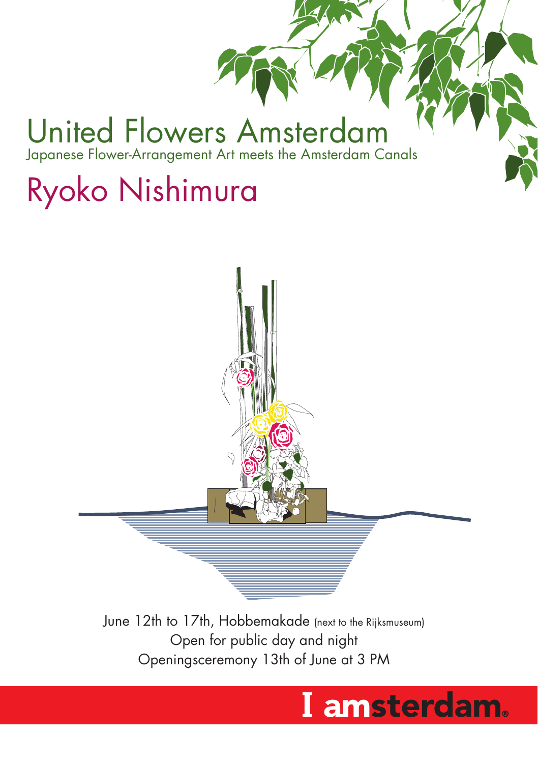# United Flowers Amsterdam

Japanese Flower-Arrangement Art meets the Amsterdam Canals

## Ryoko Nishimura

June 12th to 17th, Hobbemakade (next to the Rijksmuseum)
Open for public day and night
Openingsceremony 13th of June at 3 PM

I amsterdam.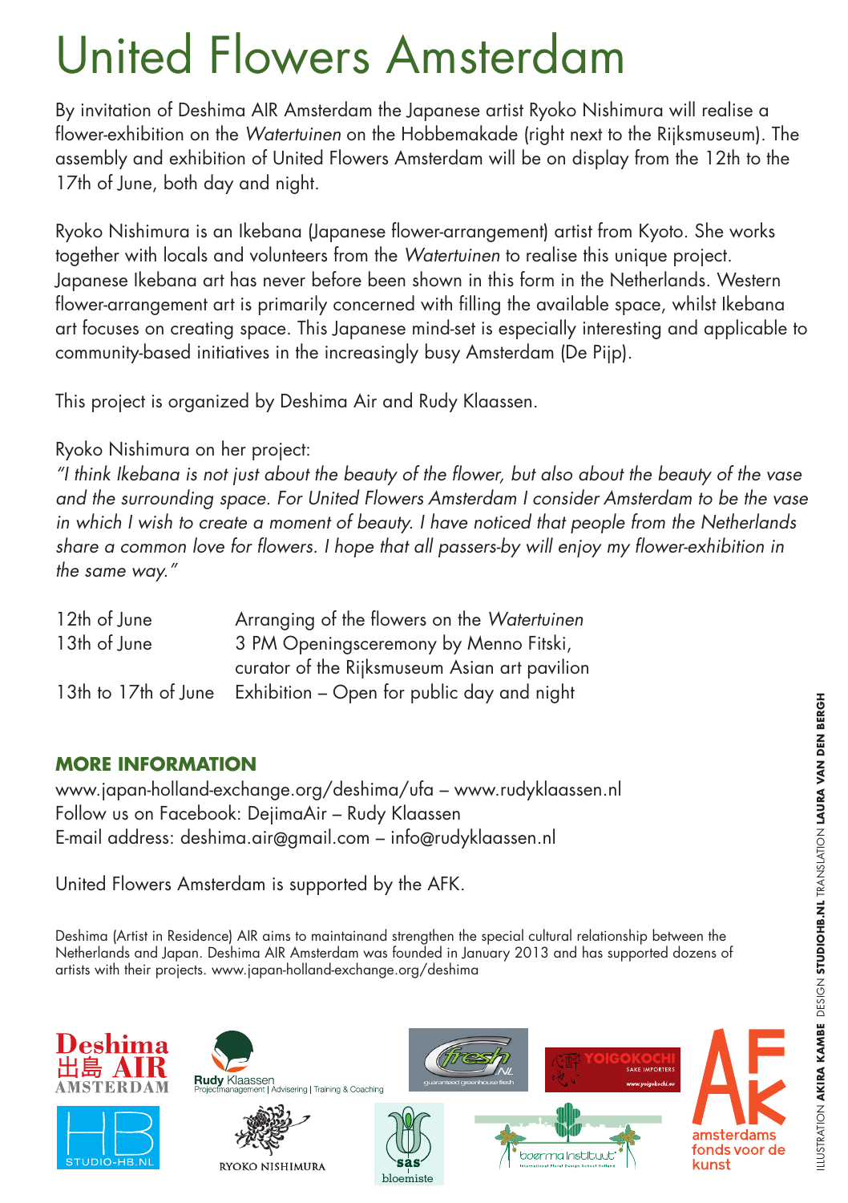# United Flowers Amsterdam

By invitation of Deshima AIR Amsterdam the Japanese artist Ryoko Nishimura will realise a flower-exhibition on the *Watertuinen* on the Hobbemakade (right next to the Rijksmuseum). The assembly and exhibition of United Flowers Amsterdam will be on display from the 12th to the 17th of June, both day and night.

Ryoko Nishimura is an Ikebana (Japanese flower-arrangement) artist from Kyoto. She works together with locals and volunteers from the *Watertuinen* to realise this unique project. Japanese Ikebana art has never before been shown in this form in the Netherlands. Western flower-arrangement art is primarily concerned with filling the available space, whilst Ikebana art focuses on creating space. This Japanese mind-set is especially interesting and applicable to community-based initiatives in the increasingly busy Amsterdam (De Pijp).

This project is organized by Deshima Air and Rudy Klaassen.

Ryoko Nishimura on her project:
*"I think Ikebana is not just about the beauty of the flower, but also about the beauty of the vase and the surrounding space. For United Flowers Amsterdam I consider Amsterdam to be the vase in which I wish to create a moment of beauty. I have noticed that people from the Netherlands share a common love for flowers. I hope that all passers-by will enjoy my flower-exhibition in the same way."*

| | |
|---|---|
| 12th of June | Arranging of the flowers on the *Watertuinen* |
| 13th of June | 3 PM Openingsceremony by Menno Fitski, curator of the Rijksmuseum Asian art pavilion |
| 13th to 17th of June | Exhibition – Open for public day and night |

**MORE INFORMATION**

www.japan-holland-exchange.org/deshima/ufa – www.rudyklaassen.nl
Follow us on Facebook: DejimaAir – Rudy Klaassen
E-mail address: deshima.air@gmail.com – info@rudyklaassen.nl

United Flowers Amsterdam is supported by the AFK.

Deshima (Artist in Residence) AIR aims to maintainand strengthen the special cultural relationship between the Netherlands and Japan. Deshima AIR Amsterdam was founded in January 2013 and has supported dozens of artists with their projects. www.japan-holland-exchange.org/deshima

Deshima 出島 AIR AMSTERDAM — Rudy Klaassen Projectmanagement | Advisering | Training & Coaching — fresh.NL guaranteed greenhouse fresh — YOIGOKOCHI SAKE IMPORTERS www.yoigokochi.eu — amsterdams fonds voor de kunst — STUDIO-HB.NL — RYOKO NISHIMURA — sas bloemiste — boerma instituut International Floral Design School Holland

ILLUSTRATION **AKIRA KAMBE** DESIGN **STUDIOHB.NL** TRANSLATION **LAURA VAN DEN BERGH**